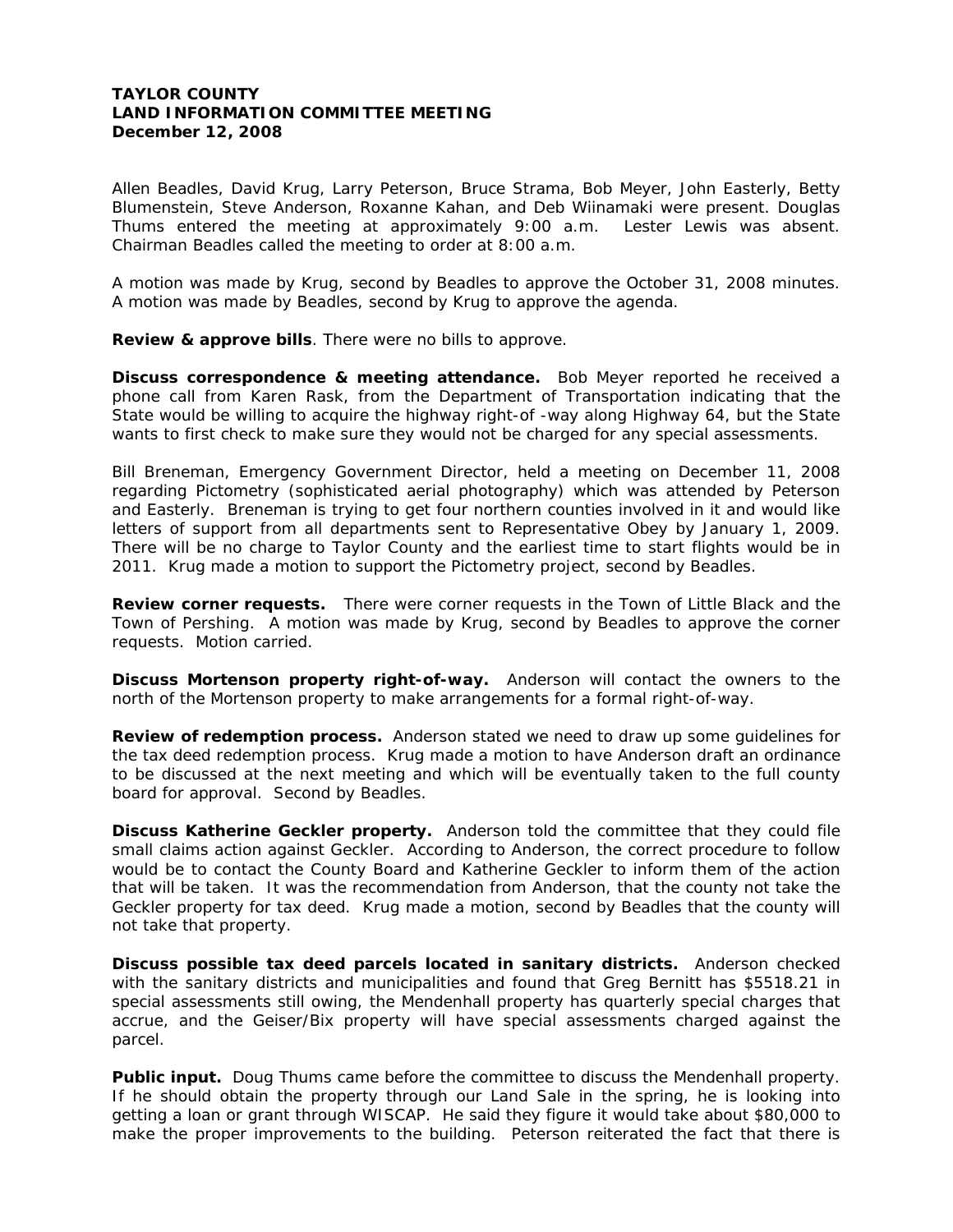**TAYLOR COUNTY**
**LAND INFORMATION COMMITTEE MEETING**
**December 12, 2008**

Allen Beadles, David Krug, Larry Peterson, Bruce Strama, Bob Meyer, John Easterly, Betty Blumenstein, Steve Anderson, Roxanne Kahan, and Deb Wiinamaki were present. Douglas Thums entered the meeting at approximately 9:00 a.m. Lester Lewis was absent. Chairman Beadles called the meeting to order at 8:00 a.m.

A motion was made by Krug, second by Beadles to approve the October 31, 2008 minutes. A motion was made by Beadles, second by Krug to approve the agenda.

**Review & approve bills**. There were no bills to approve.

**Discuss correspondence & meeting attendance.** Bob Meyer reported he received a phone call from Karen Rask, from the Department of Transportation indicating that the State would be willing to acquire the highway right-of -way along Highway 64, but the State wants to first check to make sure they would not be charged for any special assessments.

Bill Breneman, Emergency Government Director, held a meeting on December 11, 2008 regarding Pictometry (sophisticated aerial photography) which was attended by Peterson and Easterly. Breneman is trying to get four northern counties involved in it and would like letters of support from all departments sent to Representative Obey by January 1, 2009. There will be no charge to Taylor County and the earliest time to start flights would be in 2011. Krug made a motion to support the Pictometry project, second by Beadles.

**Review corner requests.** There were corner requests in the Town of Little Black and the Town of Pershing. A motion was made by Krug, second by Beadles to approve the corner requests. Motion carried.

**Discuss Mortenson property right-of-way.** Anderson will contact the owners to the north of the Mortenson property to make arrangements for a formal right-of-way.

**Review of redemption process.** Anderson stated we need to draw up some guidelines for the tax deed redemption process. Krug made a motion to have Anderson draft an ordinance to be discussed at the next meeting and which will be eventually taken to the full county board for approval. Second by Beadles.

**Discuss Katherine Geckler property.** Anderson told the committee that they could file small claims action against Geckler. According to Anderson, the correct procedure to follow would be to contact the County Board and Katherine Geckler to inform them of the action that will be taken. It was the recommendation from Anderson, that the county not take the Geckler property for tax deed. Krug made a motion, second by Beadles that the county will not take that property.

**Discuss possible tax deed parcels located in sanitary districts.** Anderson checked with the sanitary districts and municipalities and found that Greg Bernitt has $5518.21 in special assessments still owing, the Mendenhall property has quarterly special charges that accrue, and the Geiser/Bix property will have special assessments charged against the parcel.

**Public input.** Doug Thums came before the committee to discuss the Mendenhall property. If he should obtain the property through our Land Sale in the spring, he is looking into getting a loan or grant through WISCAP. He said they figure it would take about $80,000 to make the proper improvements to the building. Peterson reiterated the fact that there is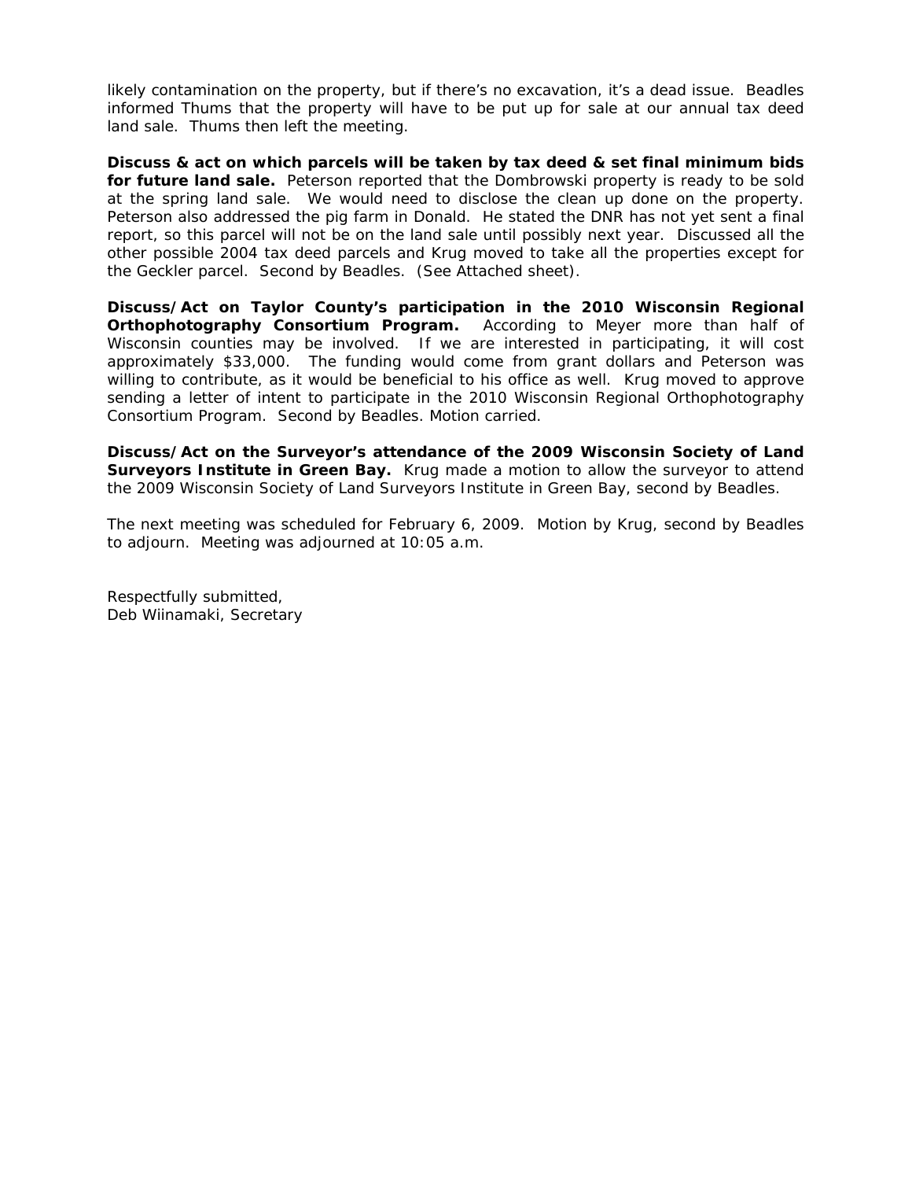likely contamination on the property, but if there's no excavation, it's a dead issue. Beadles informed Thums that the property will have to be put up for sale at our annual tax deed land sale. Thums then left the meeting.

**Discuss & act on which parcels will be taken by tax deed & set final minimum bids for future land sale.** Peterson reported that the Dombrowski property is ready to be sold at the spring land sale. We would need to disclose the clean up done on the property. Peterson also addressed the pig farm in Donald. He stated the DNR has not yet sent a final report, so this parcel will not be on the land sale until possibly next year. Discussed all the other possible 2004 tax deed parcels and Krug moved to take all the properties except for the Geckler parcel. Second by Beadles. (See Attached sheet).

**Discuss/Act on Taylor County's participation in the 2010 Wisconsin Regional Orthophotography Consortium Program.** According to Meyer more than half of Wisconsin counties may be involved. If we are interested in participating, it will cost approximately $33,000. The funding would come from grant dollars and Peterson was willing to contribute, as it would be beneficial to his office as well. Krug moved to approve sending a letter of intent to participate in the 2010 Wisconsin Regional Orthophotography Consortium Program. Second by Beadles. Motion carried.

**Discuss/Act on the Surveyor's attendance of the 2009 Wisconsin Society of Land Surveyors Institute in Green Bay.** Krug made a motion to allow the surveyor to attend the 2009 Wisconsin Society of Land Surveyors Institute in Green Bay, second by Beadles.

The next meeting was scheduled for February 6, 2009. Motion by Krug, second by Beadles to adjourn. Meeting was adjourned at 10:05 a.m.

Respectfully submitted,
Deb Wiinamaki, Secretary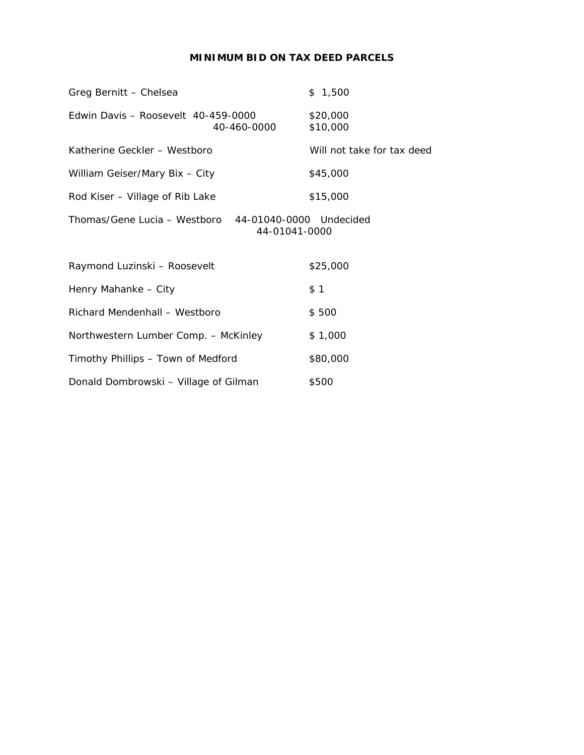# MINIMUM BID ON TAX DEED PARCELS

| | | |
|---|---|---|
| Greg Bernitt – Chelsea | | $ 1,500 |
| Edwin Davis – Roosevelt | 40-459-0000 | $20,000 |
| | 40-460-0000 | $10,000 |
| Katherine Geckler – Westboro | | Will not take for tax deed |
| William Geiser/Mary Bix – City | | $45,000 |
| Rod Kiser – Village of Rib Lake | | $15,000 |
| Thomas/Gene Lucia – Westboro | 44-01040-0000 | Undecided |
| | 44-01041-0000 | |
| Raymond Luzinski – Roosevelt | | $25,000 |
| Henry Mahanke – City | | $ 1 |
| Richard Mendenhall – Westboro | | $ 500 |
| Northwestern Lumber Comp. – McKinley | | $ 1,000 |
| Timothy Phillips – Town of Medford | | $80,000 |
| Donald Dombrowski – Village of Gilman | | $500 |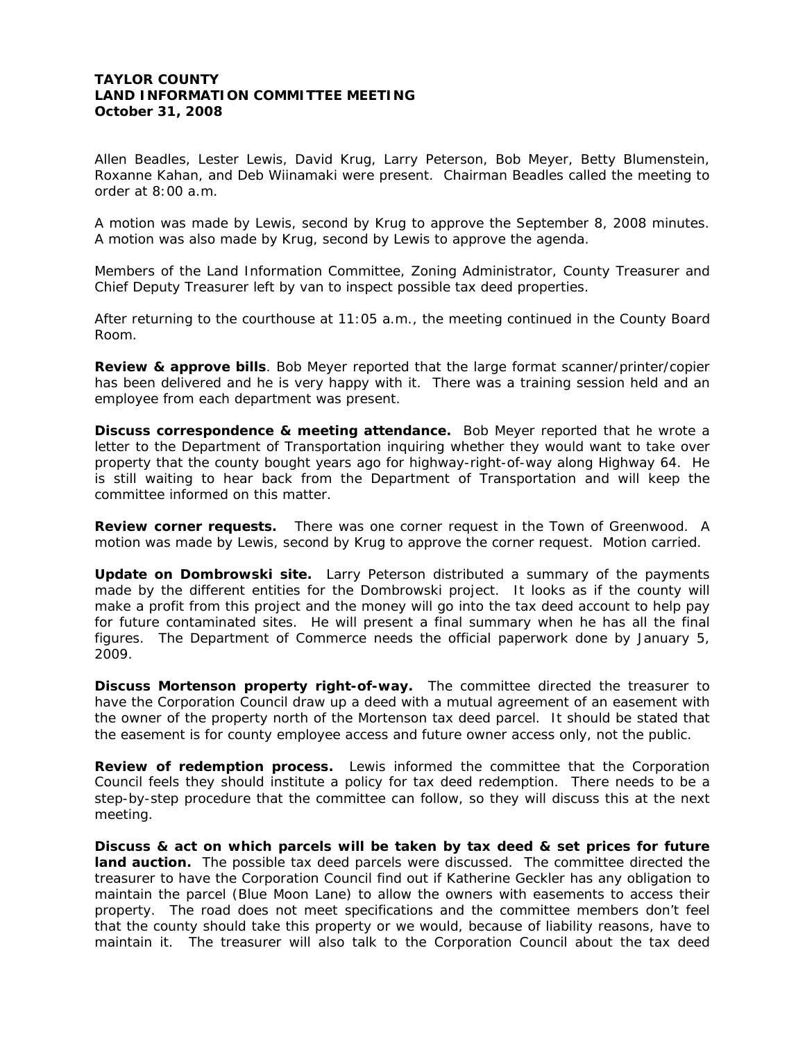**TAYLOR COUNTY**
**LAND INFORMATION COMMITTEE MEETING**
**October 31, 2008**

Allen Beadles, Lester Lewis, David Krug, Larry Peterson, Bob Meyer, Betty Blumenstein, Roxanne Kahan, and Deb Wiinamaki were present. Chairman Beadles called the meeting to order at 8:00 a.m.

A motion was made by Lewis, second by Krug to approve the September 8, 2008 minutes. A motion was also made by Krug, second by Lewis to approve the agenda.

Members of the Land Information Committee, Zoning Administrator, County Treasurer and Chief Deputy Treasurer left by van to inspect possible tax deed properties.

After returning to the courthouse at 11:05 a.m., the meeting continued in the County Board Room.

**Review & approve bills**. Bob Meyer reported that the large format scanner/printer/copier has been delivered and he is very happy with it. There was a training session held and an employee from each department was present.

**Discuss correspondence & meeting attendance.** Bob Meyer reported that he wrote a letter to the Department of Transportation inquiring whether they would want to take over property that the county bought years ago for highway-right-of-way along Highway 64. He is still waiting to hear back from the Department of Transportation and will keep the committee informed on this matter.

**Review corner requests.** There was one corner request in the Town of Greenwood. A motion was made by Lewis, second by Krug to approve the corner request. Motion carried.

**Update on Dombrowski site.** Larry Peterson distributed a summary of the payments made by the different entities for the Dombrowski project. It looks as if the county will make a profit from this project and the money will go into the tax deed account to help pay for future contaminated sites. He will present a final summary when he has all the final figures. The Department of Commerce needs the official paperwork done by January 5, 2009.

**Discuss Mortenson property right-of-way.** The committee directed the treasurer to have the Corporation Council draw up a deed with a mutual agreement of an easement with the owner of the property north of the Mortenson tax deed parcel. It should be stated that the easement is for county employee access and future owner access only, not the public.

**Review of redemption process.** Lewis informed the committee that the Corporation Council feels they should institute a policy for tax deed redemption. There needs to be a step-by-step procedure that the committee can follow, so they will discuss this at the next meeting.

**Discuss & act on which parcels will be taken by tax deed & set prices for future land auction.** The possible tax deed parcels were discussed. The committee directed the treasurer to have the Corporation Council find out if Katherine Geckler has any obligation to maintain the parcel (Blue Moon Lane) to allow the owners with easements to access their property. The road does not meet specifications and the committee members don't feel that the county should take this property or we would, because of liability reasons, have to maintain it. The treasurer will also talk to the Corporation Council about the tax deed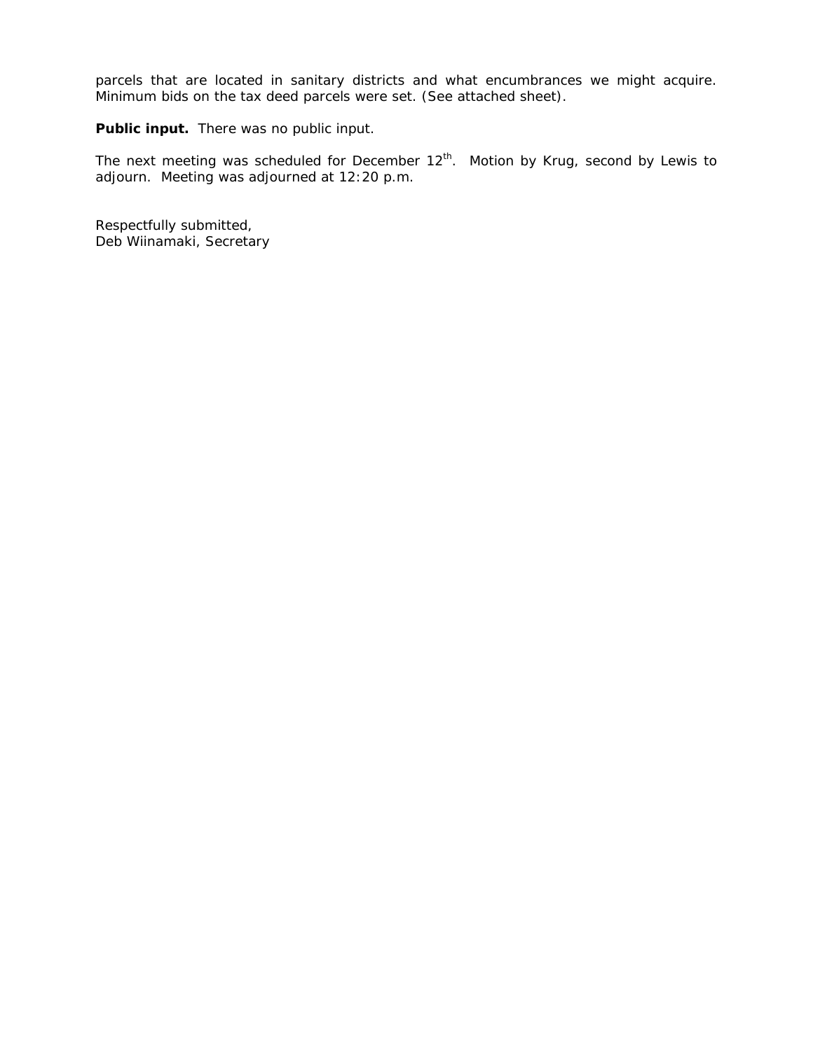parcels that are located in sanitary districts and what encumbrances we might acquire. Minimum bids on the tax deed parcels were set. (See attached sheet).

**Public input.** There was no public input.

The next meeting was scheduled for December 12th. Motion by Krug, second by Lewis to adjourn. Meeting was adjourned at 12:20 p.m.

Respectfully submitted,
Deb Wiinamaki, Secretary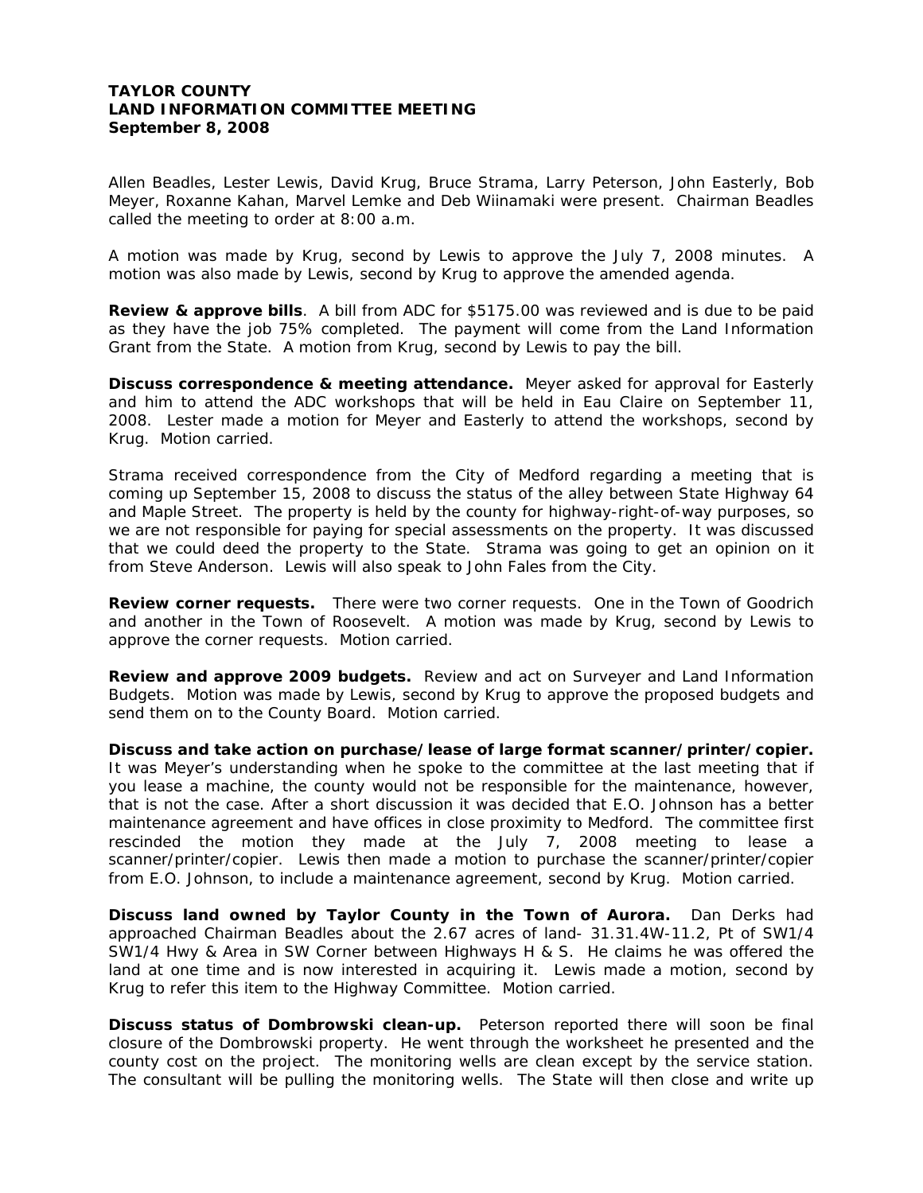**TAYLOR COUNTY**
**LAND INFORMATION COMMITTEE MEETING**
**September 8, 2008**

Allen Beadles, Lester Lewis, David Krug, Bruce Strama, Larry Peterson, John Easterly, Bob Meyer, Roxanne Kahan, Marvel Lemke and Deb Wiinamaki were present. Chairman Beadles called the meeting to order at 8:00 a.m.

A motion was made by Krug, second by Lewis to approve the July 7, 2008 minutes. A motion was also made by Lewis, second by Krug to approve the amended agenda.

**Review & approve bills**. A bill from ADC for $5175.00 was reviewed and is due to be paid as they have the job 75% completed. The payment will come from the Land Information Grant from the State. A motion from Krug, second by Lewis to pay the bill.

**Discuss correspondence & meeting attendance.** Meyer asked for approval for Easterly and him to attend the ADC workshops that will be held in Eau Claire on September 11, 2008. Lester made a motion for Meyer and Easterly to attend the workshops, second by Krug. Motion carried.

Strama received correspondence from the City of Medford regarding a meeting that is coming up September 15, 2008 to discuss the status of the alley between State Highway 64 and Maple Street. The property is held by the county for highway-right-of-way purposes, so we are not responsible for paying for special assessments on the property. It was discussed that we could deed the property to the State. Strama was going to get an opinion on it from Steve Anderson. Lewis will also speak to John Fales from the City.

**Review corner requests.** There were two corner requests. One in the Town of Goodrich and another in the Town of Roosevelt. A motion was made by Krug, second by Lewis to approve the corner requests. Motion carried.

**Review and approve 2009 budgets.** Review and act on Surveyer and Land Information Budgets. Motion was made by Lewis, second by Krug to approve the proposed budgets and send them on to the County Board. Motion carried.

**Discuss and take action on purchase/lease of large format scanner/printer/copier.** It was Meyer's understanding when he spoke to the committee at the last meeting that if you lease a machine, the county would not be responsible for the maintenance, however, that is not the case. After a short discussion it was decided that E.O. Johnson has a better maintenance agreement and have offices in close proximity to Medford. The committee first rescinded the motion they made at the July 7, 2008 meeting to lease a scanner/printer/copier. Lewis then made a motion to purchase the scanner/printer/copier from E.O. Johnson, to include a maintenance agreement, second by Krug. Motion carried.

**Discuss land owned by Taylor County in the Town of Aurora.** Dan Derks had approached Chairman Beadles about the 2.67 acres of land- 31.31.4W-11.2, Pt of SW1/4 SW1/4 Hwy & Area in SW Corner between Highways H & S. He claims he was offered the land at one time and is now interested in acquiring it. Lewis made a motion, second by Krug to refer this item to the Highway Committee. Motion carried.

**Discuss status of Dombrowski clean-up.** Peterson reported there will soon be final closure of the Dombrowski property. He went through the worksheet he presented and the county cost on the project. The monitoring wells are clean except by the service station. The consultant will be pulling the monitoring wells. The State will then close and write up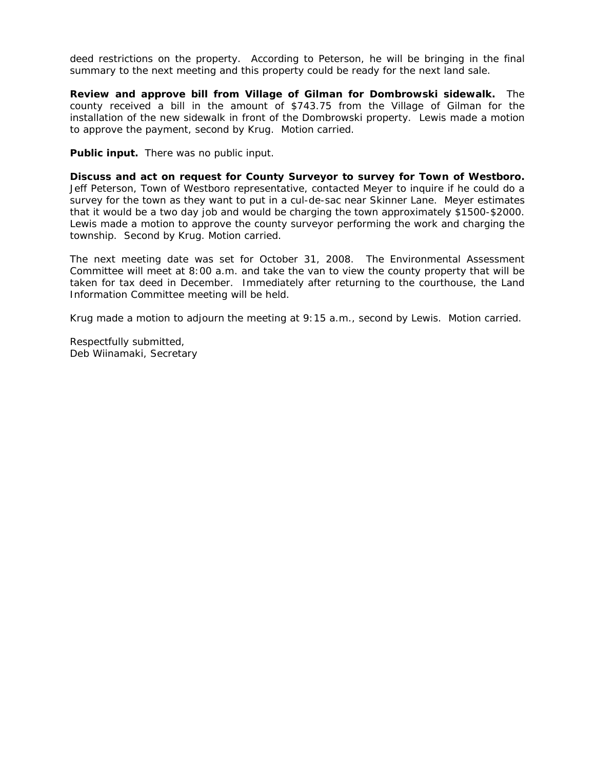deed restrictions on the property. According to Peterson, he will be bringing in the final summary to the next meeting and this property could be ready for the next land sale.

**Review and approve bill from Village of Gilman for Dombrowski sidewalk.** The county received a bill in the amount of $743.75 from the Village of Gilman for the installation of the new sidewalk in front of the Dombrowski property. Lewis made a motion to approve the payment, second by Krug. Motion carried.

**Public input.** There was no public input.

**Discuss and act on request for County Surveyor to survey for Town of Westboro.** Jeff Peterson, Town of Westboro representative, contacted Meyer to inquire if he could do a survey for the town as they want to put in a cul-de-sac near Skinner Lane. Meyer estimates that it would be a two day job and would be charging the town approximately $1500-$2000. Lewis made a motion to approve the county surveyor performing the work and charging the township. Second by Krug. Motion carried.

The next meeting date was set for October 31, 2008. The Environmental Assessment Committee will meet at 8:00 a.m. and take the van to view the county property that will be taken for tax deed in December. Immediately after returning to the courthouse, the Land Information Committee meeting will be held.

Krug made a motion to adjourn the meeting at 9:15 a.m., second by Lewis. Motion carried.

Respectfully submitted,
Deb Wiinamaki, Secretary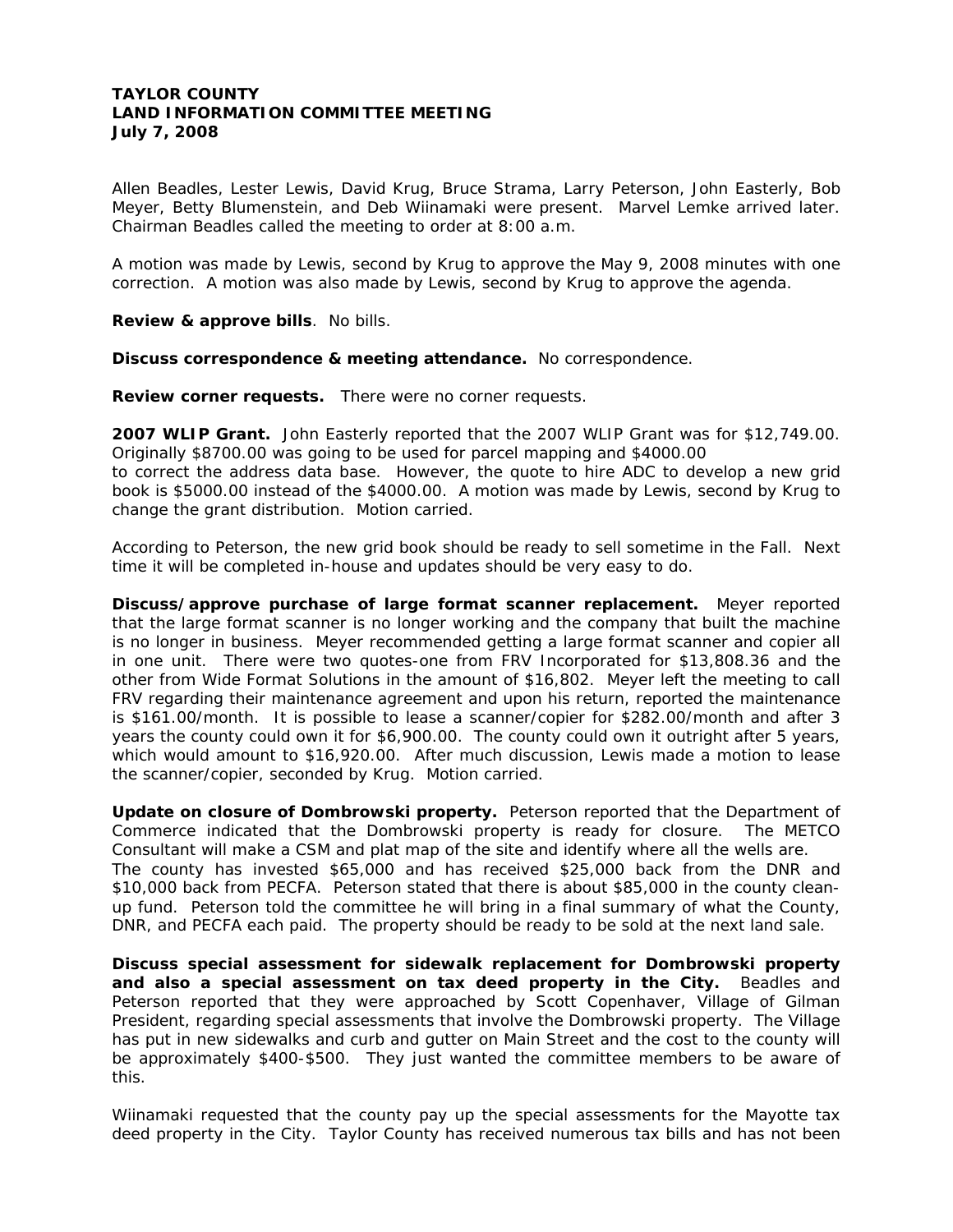**TAYLOR COUNTY**
**LAND INFORMATION COMMITTEE MEETING**
**July 7, 2008**

Allen Beadles, Lester Lewis, David Krug, Bruce Strama, Larry Peterson, John Easterly, Bob Meyer, Betty Blumenstein, and Deb Wiinamaki were present. Marvel Lemke arrived later. Chairman Beadles called the meeting to order at 8:00 a.m.

A motion was made by Lewis, second by Krug to approve the May 9, 2008 minutes with one correction. A motion was also made by Lewis, second by Krug to approve the agenda.

**Review & approve bills**. No bills.

**Discuss correspondence & meeting attendance.** No correspondence.

**Review corner requests.** There were no corner requests.

**2007 WLIP Grant.** John Easterly reported that the 2007 WLIP Grant was for $12,749.00. Originally $8700.00 was going to be used for parcel mapping and $4000.00 to correct the address data base. However, the quote to hire ADC to develop a new grid book is $5000.00 instead of the $4000.00. A motion was made by Lewis, second by Krug to change the grant distribution. Motion carried.

According to Peterson, the new grid book should be ready to sell sometime in the Fall. Next time it will be completed in-house and updates should be very easy to do.

**Discuss/approve purchase of large format scanner replacement.** Meyer reported that the large format scanner is no longer working and the company that built the machine is no longer in business. Meyer recommended getting a large format scanner and copier all in one unit. There were two quotes-one from FRV Incorporated for $13,808.36 and the other from Wide Format Solutions in the amount of $16,802. Meyer left the meeting to call FRV regarding their maintenance agreement and upon his return, reported the maintenance is $161.00/month. It is possible to lease a scanner/copier for $282.00/month and after 3 years the county could own it for $6,900.00. The county could own it outright after 5 years, which would amount to $16,920.00. After much discussion, Lewis made a motion to lease the scanner/copier, seconded by Krug. Motion carried.

**Update on closure of Dombrowski property.** Peterson reported that the Department of Commerce indicated that the Dombrowski property is ready for closure. The METCO Consultant will make a CSM and plat map of the site and identify where all the wells are. The county has invested $65,000 and has received $25,000 back from the DNR and $10,000 back from PECFA. Peterson stated that there is about $85,000 in the county clean-up fund. Peterson told the committee he will bring in a final summary of what the County, DNR, and PECFA each paid. The property should be ready to be sold at the next land sale.

**Discuss special assessment for sidewalk replacement for Dombrowski property and also a special assessment on tax deed property in the City.** Beadles and Peterson reported that they were approached by Scott Copenhaver, Village of Gilman President, regarding special assessments that involve the Dombrowski property. The Village has put in new sidewalks and curb and gutter on Main Street and the cost to the county will be approximately $400-$500. They just wanted the committee members to be aware of this.

Wiinamaki requested that the county pay up the special assessments for the Mayotte tax deed property in the City. Taylor County has received numerous tax bills and has not been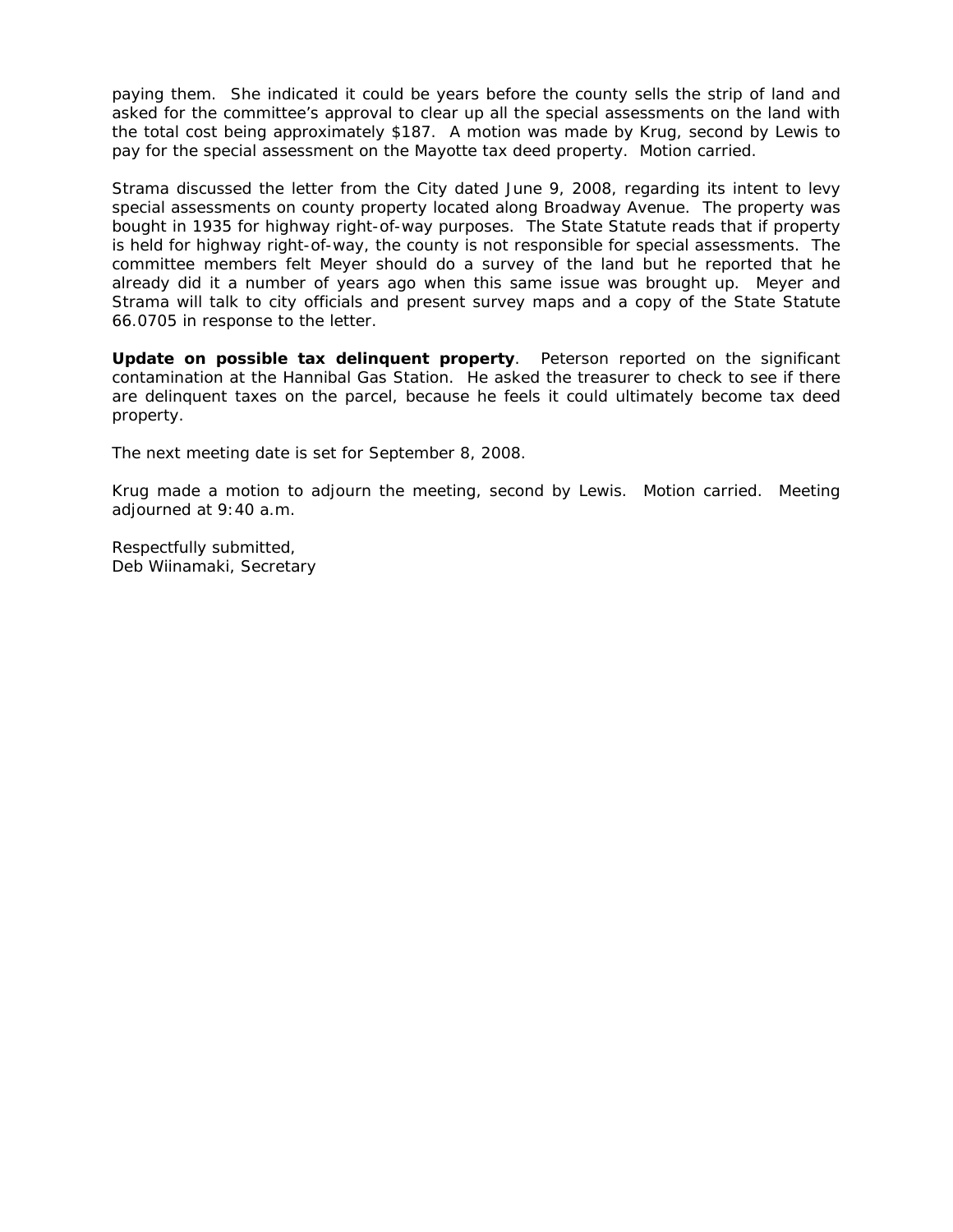paying them. She indicated it could be years before the county sells the strip of land and asked for the committee's approval to clear up all the special assessments on the land with the total cost being approximately $187. A motion was made by Krug, second by Lewis to pay for the special assessment on the Mayotte tax deed property. Motion carried.

Strama discussed the letter from the City dated June 9, 2008, regarding its intent to levy special assessments on county property located along Broadway Avenue. The property was bought in 1935 for highway right-of-way purposes. The State Statute reads that if property is held for highway right-of-way, the county is not responsible for special assessments. The committee members felt Meyer should do a survey of the land but he reported that he already did it a number of years ago when this same issue was brought up. Meyer and Strama will talk to city officials and present survey maps and a copy of the State Statute 66.0705 in response to the letter.

**Update on possible tax delinquent property**. Peterson reported on the significant contamination at the Hannibal Gas Station. He asked the treasurer to check to see if there are delinquent taxes on the parcel, because he feels it could ultimately become tax deed property.

The next meeting date is set for September 8, 2008.

Krug made a motion to adjourn the meeting, second by Lewis. Motion carried. Meeting adjourned at 9:40 a.m.

Respectfully submitted,
Deb Wiinamaki, Secretary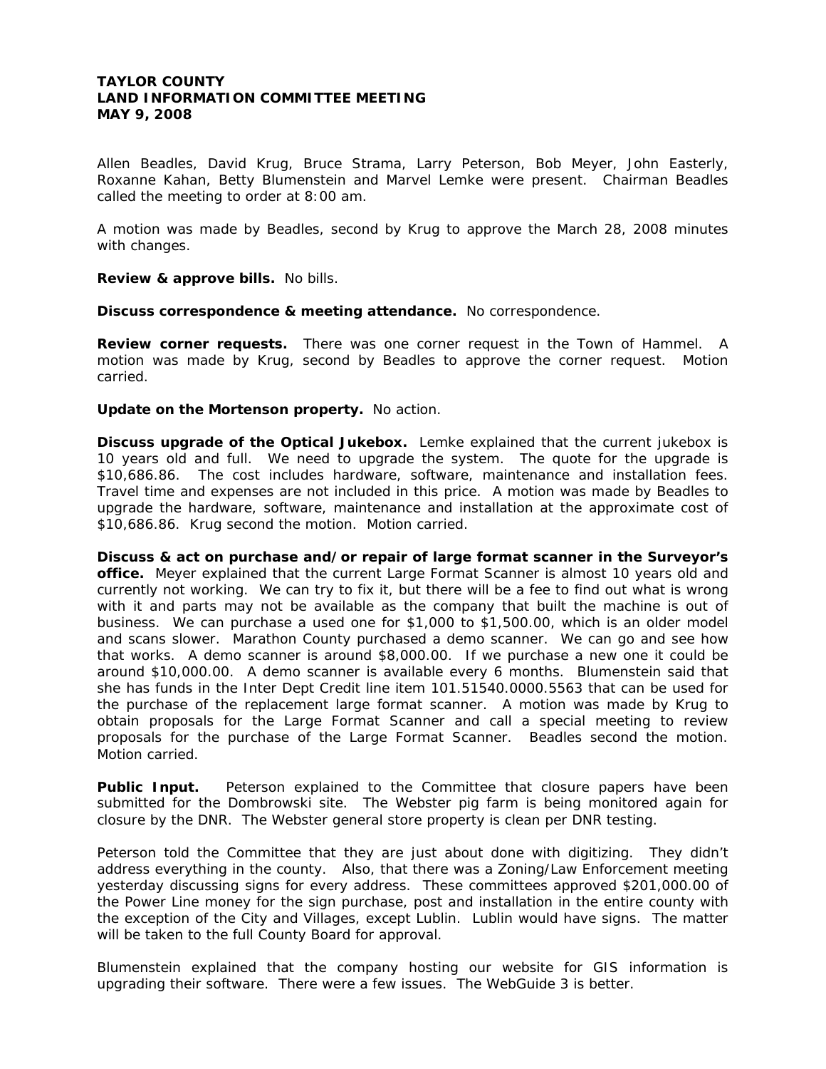**TAYLOR COUNTY**
**LAND INFORMATION COMMITTEE MEETING**
**MAY 9, 2008**

Allen Beadles, David Krug, Bruce Strama, Larry Peterson, Bob Meyer, John Easterly, Roxanne Kahan, Betty Blumenstein and Marvel Lemke were present. Chairman Beadles called the meeting to order at 8:00 am.

A motion was made by Beadles, second by Krug to approve the March 28, 2008 minutes with changes.

**Review & approve bills.** No bills.

**Discuss correspondence & meeting attendance.** No correspondence.

**Review corner requests.** There was one corner request in the Town of Hammel. A motion was made by Krug, second by Beadles to approve the corner request. Motion carried.

**Update on the Mortenson property.** No action.

**Discuss upgrade of the Optical Jukebox.** Lemke explained that the current jukebox is 10 years old and full. We need to upgrade the system. The quote for the upgrade is \$10,686.86. The cost includes hardware, software, maintenance and installation fees. Travel time and expenses are not included in this price. A motion was made by Beadles to upgrade the hardware, software, maintenance and installation at the approximate cost of \$10,686.86. Krug second the motion. Motion carried.

**Discuss & act on purchase and/or repair of large format scanner in the Surveyor's office.** Meyer explained that the current Large Format Scanner is almost 10 years old and currently not working. We can try to fix it, but there will be a fee to find out what is wrong with it and parts may not be available as the company that built the machine is out of business. We can purchase a used one for \$1,000 to \$1,500.00, which is an older model and scans slower. Marathon County purchased a demo scanner. We can go and see how that works. A demo scanner is around \$8,000.00. If we purchase a new one it could be around \$10,000.00. A demo scanner is available every 6 months. Blumenstein said that she has funds in the Inter Dept Credit line item 101.51540.0000.5563 that can be used for the purchase of the replacement large format scanner. A motion was made by Krug to obtain proposals for the Large Format Scanner and call a special meeting to review proposals for the purchase of the Large Format Scanner. Beadles second the motion. Motion carried.

**Public Input.** Peterson explained to the Committee that closure papers have been submitted for the Dombrowski site. The Webster pig farm is being monitored again for closure by the DNR. The Webster general store property is clean per DNR testing.

Peterson told the Committee that they are just about done with digitizing. They didn't address everything in the county. Also, that there was a Zoning/Law Enforcement meeting yesterday discussing signs for every address. These committees approved \$201,000.00 of the Power Line money for the sign purchase, post and installation in the entire county with the exception of the City and Villages, except Lublin. Lublin would have signs. The matter will be taken to the full County Board for approval.

Blumenstein explained that the company hosting our website for GIS information is upgrading their software. There were a few issues. The WebGuide 3 is better.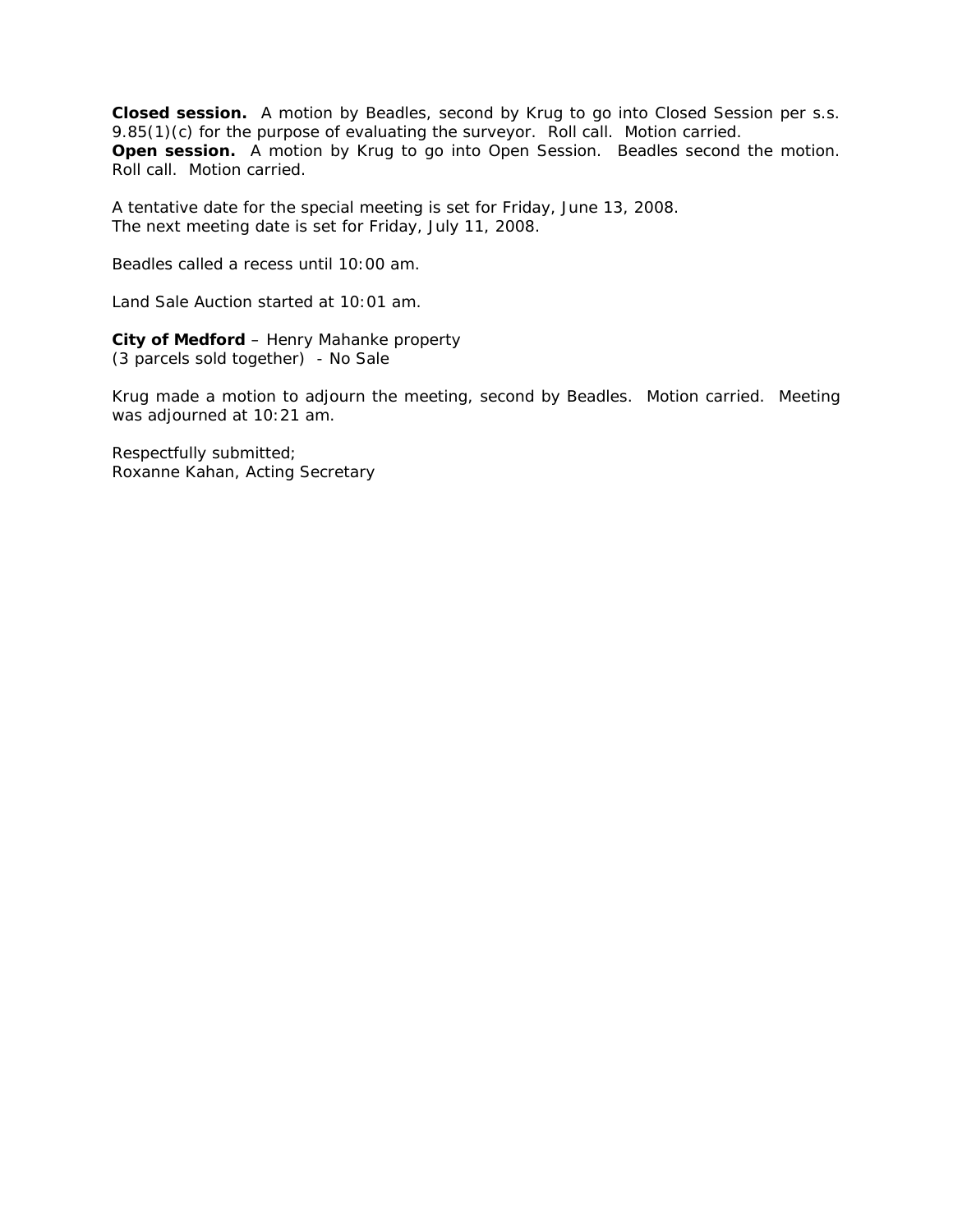**Closed session.** A motion by Beadles, second by Krug to go into Closed Session per s.s. 9.85(1)(c) for the purpose of evaluating the surveyor. Roll call. Motion carried.
**Open session.** A motion by Krug to go into Open Session. Beadles second the motion. Roll call. Motion carried.

A tentative date for the special meeting is set for Friday, June 13, 2008.
The next meeting date is set for Friday, July 11, 2008.

Beadles called a recess until 10:00 am.

Land Sale Auction started at 10:01 am.

**City of Medford** – Henry Mahanke property
(3 parcels sold together) - No Sale

Krug made a motion to adjourn the meeting, second by Beadles. Motion carried. Meeting was adjourned at 10:21 am.

Respectfully submitted;
Roxanne Kahan, Acting Secretary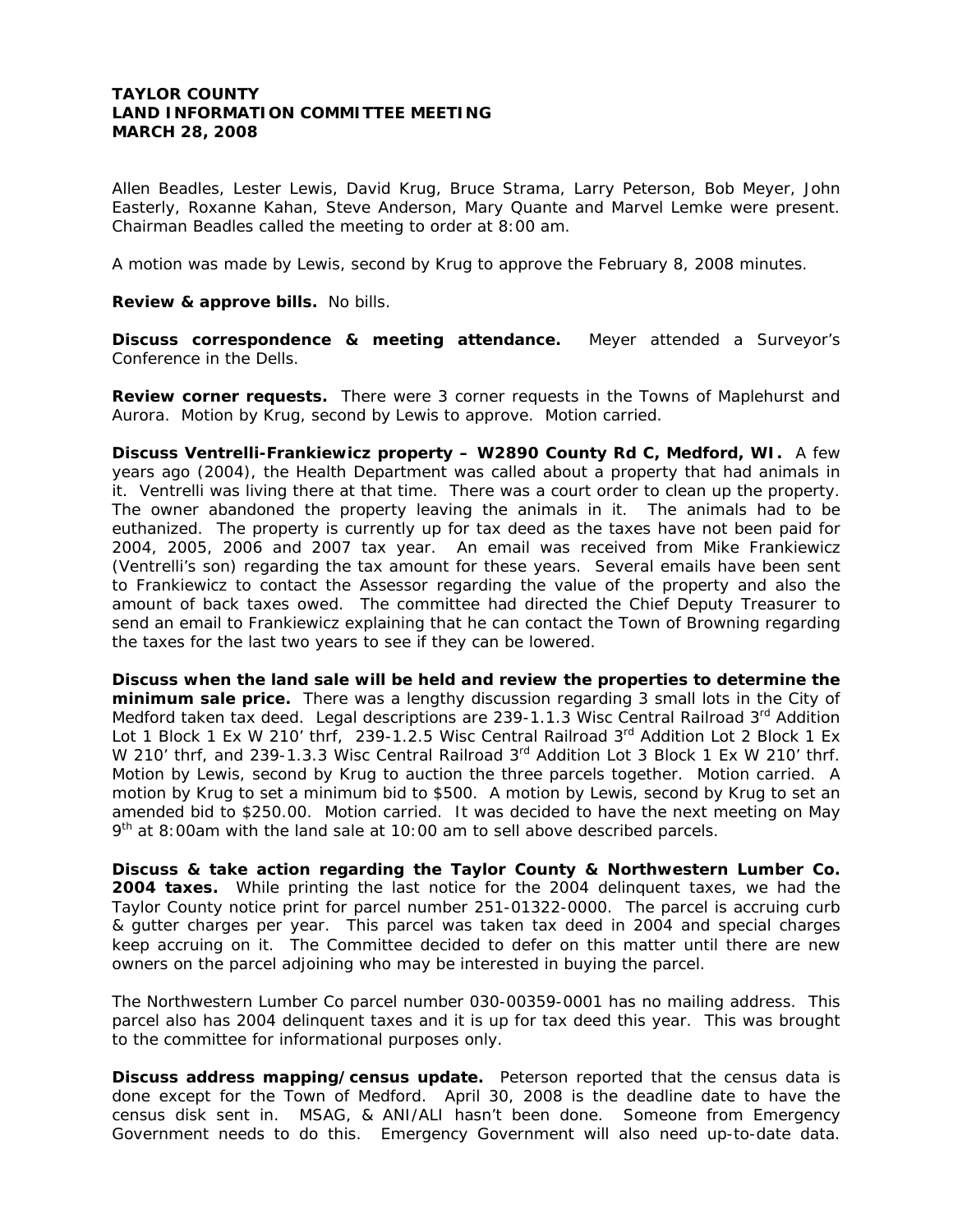**TAYLOR COUNTY**
**LAND INFORMATION COMMITTEE MEETING**
**MARCH 28, 2008**

Allen Beadles, Lester Lewis, David Krug, Bruce Strama, Larry Peterson, Bob Meyer, John Easterly, Roxanne Kahan, Steve Anderson, Mary Quante and Marvel Lemke were present. Chairman Beadles called the meeting to order at 8:00 am.

A motion was made by Lewis, second by Krug to approve the February 8, 2008 minutes.

**Review & approve bills.** No bills.

**Discuss correspondence & meeting attendance.** Meyer attended a Surveyor's Conference in the Dells.

**Review corner requests.** There were 3 corner requests in the Towns of Maplehurst and Aurora. Motion by Krug, second by Lewis to approve. Motion carried.

**Discuss Ventrelli-Frankiewicz property – W2890 County Rd C, Medford, WI.** A few years ago (2004), the Health Department was called about a property that had animals in it. Ventrelli was living there at that time. There was a court order to clean up the property. The owner abandoned the property leaving the animals in it. The animals had to be euthanized. The property is currently up for tax deed as the taxes have not been paid for 2004, 2005, 2006 and 2007 tax year. An email was received from Mike Frankiewicz (Ventrelli's son) regarding the tax amount for these years. Several emails have been sent to Frankiewicz to contact the Assessor regarding the value of the property and also the amount of back taxes owed. The committee had directed the Chief Deputy Treasurer to send an email to Frankiewicz explaining that he can contact the Town of Browning regarding the taxes for the last two years to see if they can be lowered.

**Discuss when the land sale will be held and review the properties to determine the minimum sale price.** There was a lengthy discussion regarding 3 small lots in the City of Medford taken tax deed. Legal descriptions are 239-1.1.3 Wisc Central Railroad 3rd Addition Lot 1 Block 1 Ex W 210' thrf, 239-1.2.5 Wisc Central Railroad 3rd Addition Lot 2 Block 1 Ex W 210' thrf, and 239-1.3.3 Wisc Central Railroad 3rd Addition Lot 3 Block 1 Ex W 210' thrf. Motion by Lewis, second by Krug to auction the three parcels together. Motion carried. A motion by Krug to set a minimum bid to $500. A motion by Lewis, second by Krug to set an amended bid to $250.00. Motion carried. It was decided to have the next meeting on May 9th at 8:00am with the land sale at 10:00 am to sell above described parcels.

**Discuss & take action regarding the Taylor County & Northwestern Lumber Co. 2004 taxes.** While printing the last notice for the 2004 delinquent taxes, we had the Taylor County notice print for parcel number 251-01322-0000. The parcel is accruing curb & gutter charges per year. This parcel was taken tax deed in 2004 and special charges keep accruing on it. The Committee decided to defer on this matter until there are new owners on the parcel adjoining who may be interested in buying the parcel.

The Northwestern Lumber Co parcel number 030-00359-0001 has no mailing address. This parcel also has 2004 delinquent taxes and it is up for tax deed this year. This was brought to the committee for informational purposes only.

**Discuss address mapping/census update.** Peterson reported that the census data is done except for the Town of Medford. April 30, 2008 is the deadline date to have the census disk sent in. MSAG, & ANI/ALI hasn't been done. Someone from Emergency Government needs to do this. Emergency Government will also need up-to-date data.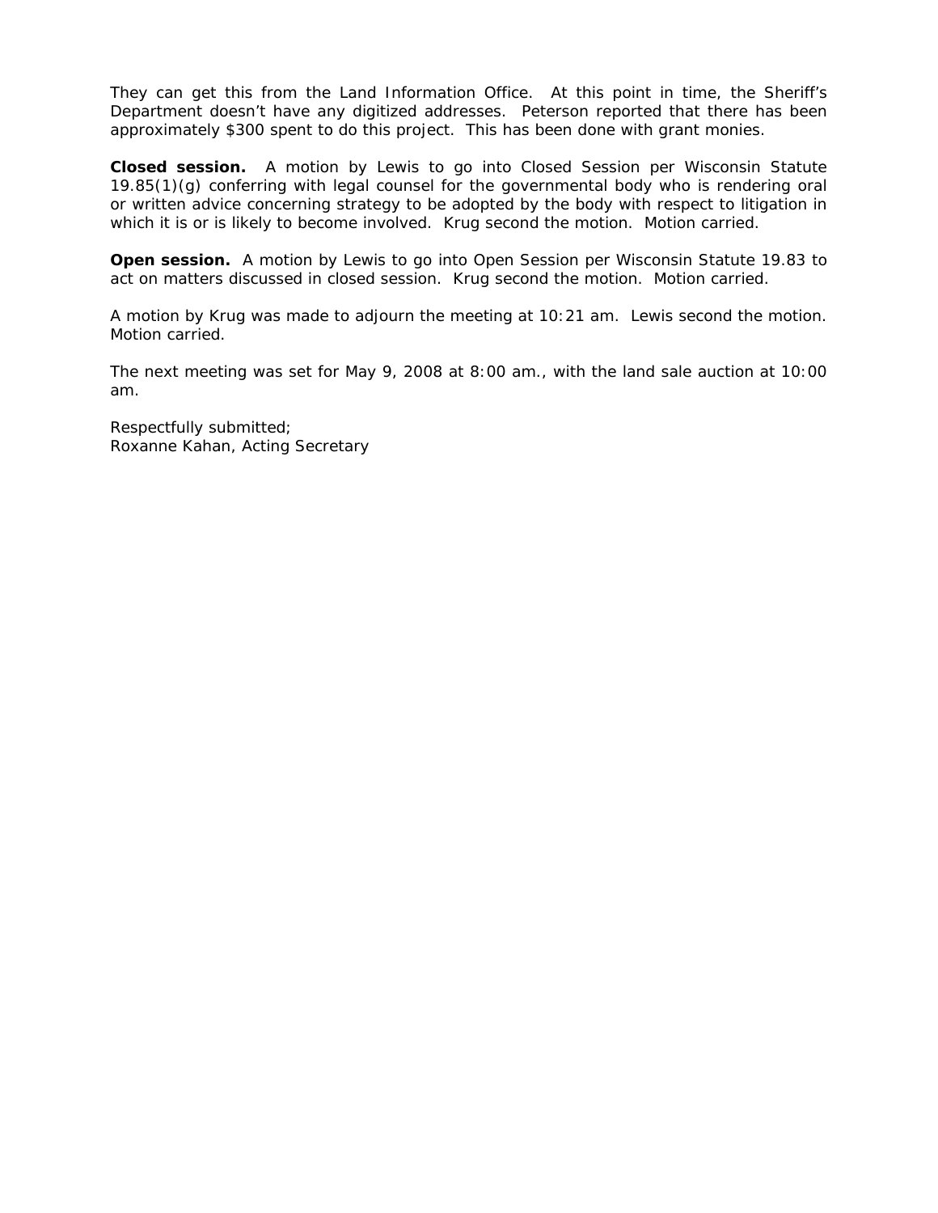They can get this from the Land Information Office. At this point in time, the Sheriff's Department doesn't have any digitized addresses. Peterson reported that there has been approximately $300 spent to do this project. This has been done with grant monies.

**Closed session.** A motion by Lewis to go into Closed Session per Wisconsin Statute 19.85(1)(g) conferring with legal counsel for the governmental body who is rendering oral or written advice concerning strategy to be adopted by the body with respect to litigation in which it is or is likely to become involved. Krug second the motion. Motion carried.

**Open session.** A motion by Lewis to go into Open Session per Wisconsin Statute 19.83 to act on matters discussed in closed session. Krug second the motion. Motion carried.

A motion by Krug was made to adjourn the meeting at 10:21 am. Lewis second the motion. Motion carried.

The next meeting was set for May 9, 2008 at 8:00 am., with the land sale auction at 10:00 am.

Respectfully submitted;
Roxanne Kahan, Acting Secretary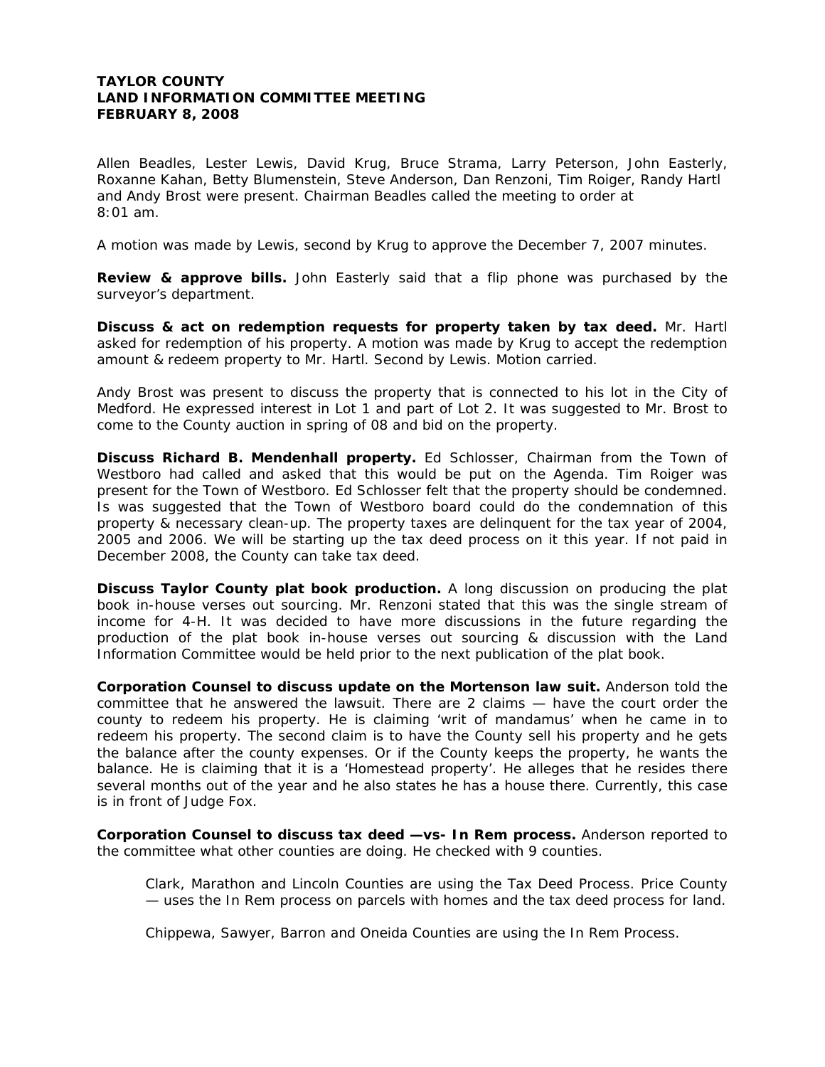**TAYLOR COUNTY**
**LAND INFORMATION COMMITTEE MEETING**
**FEBRUARY 8, 2008**

Allen Beadles, Lester Lewis, David Krug, Bruce Strama, Larry Peterson, John Easterly, Roxanne Kahan, Betty Blumenstein, Steve Anderson, Dan Renzoni, Tim Roiger, Randy Hartl and Andy Brost were present. Chairman Beadles called the meeting to order at 8:01 am.

A motion was made by Lewis, second by Krug to approve the December 7, 2007 minutes.

**Review & approve bills.** John Easterly said that a flip phone was purchased by the surveyor's department.

**Discuss & act on redemption requests for property taken by tax deed.** Mr. Hartl asked for redemption of his property. A motion was made by Krug to accept the redemption amount & redeem property to Mr. Hartl. Second by Lewis. Motion carried.

Andy Brost was present to discuss the property that is connected to his lot in the City of Medford. He expressed interest in Lot 1 and part of Lot 2. It was suggested to Mr. Brost to come to the County auction in spring of 08 and bid on the property.

**Discuss Richard B. Mendenhall property.** Ed Schlosser, Chairman from the Town of Westboro had called and asked that this would be put on the Agenda. Tim Roiger was present for the Town of Westboro. Ed Schlosser felt that the property should be condemned. Is was suggested that the Town of Westboro board could do the condemnation of this property & necessary clean-up. The property taxes are delinquent for the tax year of 2004, 2005 and 2006. We will be starting up the tax deed process on it this year. If not paid in December 2008, the County can take tax deed.

**Discuss Taylor County plat book production.** A long discussion on producing the plat book in-house verses out sourcing. Mr. Renzoni stated that this was the single stream of income for 4-H. It was decided to have more discussions in the future regarding the production of the plat book in-house verses out sourcing & discussion with the Land Information Committee would be held prior to the next publication of the plat book.

**Corporation Counsel to discuss update on the Mortenson law suit.** Anderson told the committee that he answered the lawsuit. There are 2 claims — have the court order the county to redeem his property. He is claiming 'writ of mandamus' when he came in to redeem his property. The second claim is to have the County sell his property and he gets the balance after the county expenses. Or if the County keeps the property, he wants the balance. He is claiming that it is a 'Homestead property'. He alleges that he resides there several months out of the year and he also states he has a house there. Currently, this case is in front of Judge Fox.

**Corporation Counsel to discuss tax deed —vs- In Rem process.** Anderson reported to the committee what other counties are doing. He checked with 9 counties.

> Clark, Marathon and Lincoln Counties are using the Tax Deed Process. Price County — uses the In Rem process on parcels with homes and the tax deed process for land.
>
> Chippewa, Sawyer, Barron and Oneida Counties are using the In Rem Process.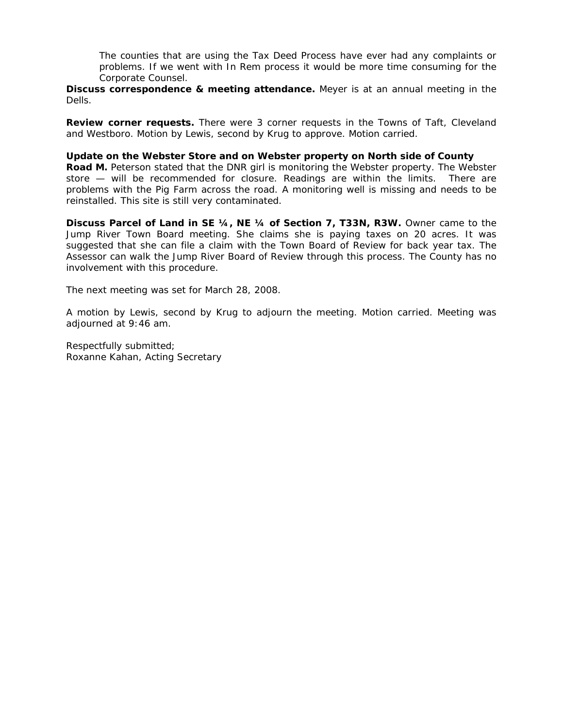The counties that are using the Tax Deed Process have ever had any complaints or problems. If we went with In Rem process it would be more time consuming for the Corporate Counsel.

**Discuss correspondence & meeting attendance.** Meyer is at an annual meeting in the Dells.

**Review corner requests.** There were 3 corner requests in the Towns of Taft, Cleveland and Westboro. Motion by Lewis, second by Krug to approve. Motion carried.

**Update on the Webster Store and on Webster property on North side of County Road M.** Peterson stated that the DNR girl is monitoring the Webster property. The Webster store — will be recommended for closure. Readings are within the limits. There are problems with the Pig Farm across the road. A monitoring well is missing and needs to be reinstalled. This site is still very contaminated.

**Discuss Parcel of Land in SE ¼, NE ¼ of Section 7, T33N, R3W.** Owner came to the Jump River Town Board meeting. She claims she is paying taxes on 20 acres. It was suggested that she can file a claim with the Town Board of Review for back year tax. The Assessor can walk the Jump River Board of Review through this process. The County has no involvement with this procedure.

The next meeting was set for March 28, 2008.

A motion by Lewis, second by Krug to adjourn the meeting. Motion carried. Meeting was adjourned at 9:46 am.

Respectfully submitted;
Roxanne Kahan, Acting Secretary